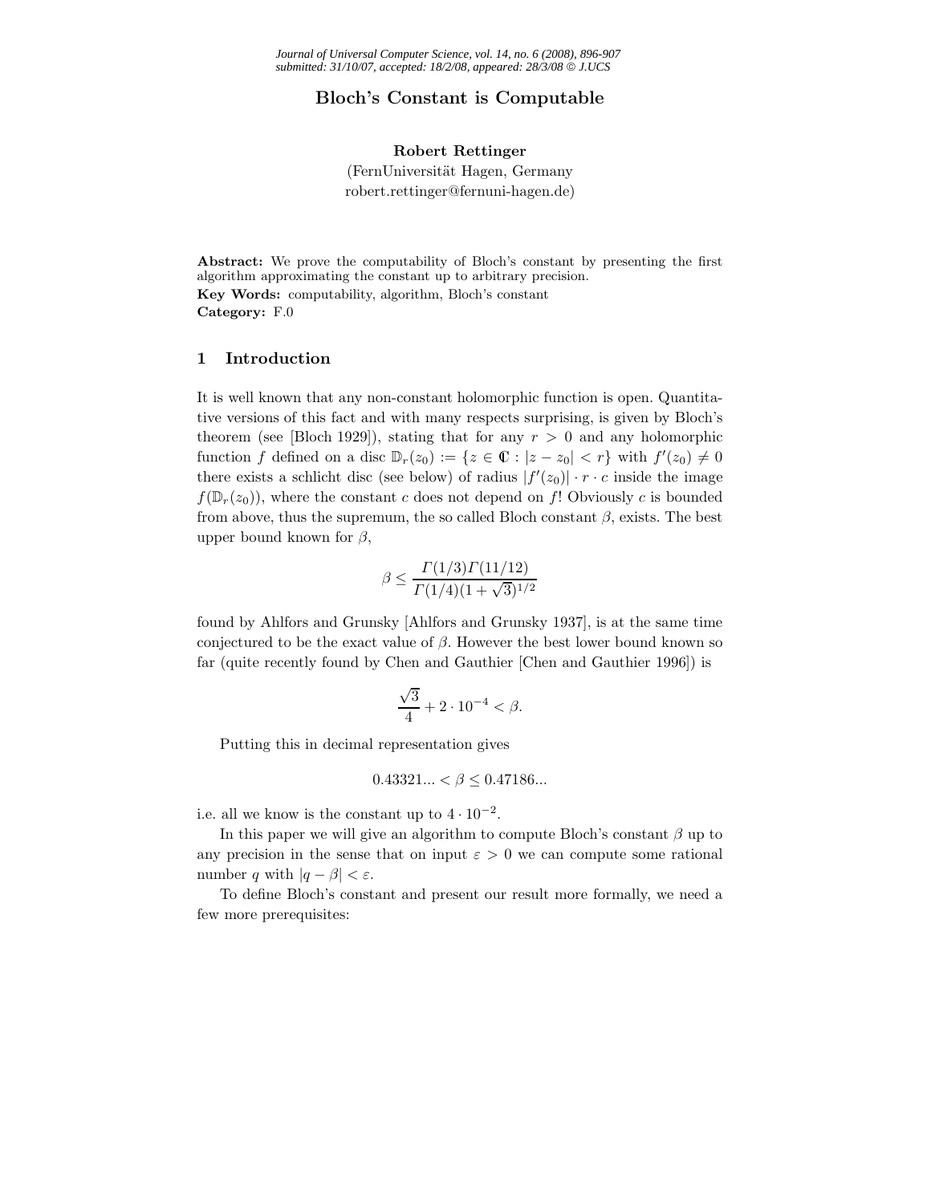# Bloch's Constant is Computable

**Robert Rettinger**
(FernUniversität Hagen, Germany
robert.rettinger@fernuni-hagen.de)

**Abstract:** We prove the computability of Bloch's constant by presenting the first algorithm approximating the constant up to arbitrary precision.
**Key Words:** computability, algorithm, Bloch's constant
**Category:** F.0

## 1 Introduction

It is well known that any non-constant holomorphic function is open. Quantitative versions of this fact and with many respects surprising, is given by Bloch's theorem (see [Bloch 1929]), stating that for any $r > 0$ and any holomorphic function $f$ defined on a disc $\mathbb{D}_r(z_0) := \{z \in \mathbb{C} : |z - z_0| < r\}$ with $f'(z_0) \neq 0$ there exists a schlicht disc (see below) of radius $|f'(z_0)| \cdot r \cdot c$ inside the image $f(\mathbb{D}_r(z_0))$, where the constant $c$ does not depend on $f$! Obviously $c$ is bounded from above, thus the supremum, the so called Bloch constant $\beta$, exists. The best upper bound known for $\beta$,

$$\beta \leq \frac{\Gamma(1/3)\Gamma(11/12)}{\Gamma(1/4)(1+\sqrt{3})^{1/2}}$$

found by Ahlfors and Grunsky [Ahlfors and Grunsky 1937], is at the same time conjectured to be the exact value of $\beta$. However the best lower bound known so far (quite recently found by Chen and Gauthier [Chen and Gauthier 1996]) is

$$\frac{\sqrt{3}}{4} + 2 \cdot 10^{-4} < \beta.$$

Putting this in decimal representation gives

$$0.43321... < \beta \leq 0.47186...$$

i.e. all we know is the constant up to $4 \cdot 10^{-2}$.

In this paper we will give an algorithm to compute Bloch's constant $\beta$ up to any precision in the sense that on input $\varepsilon > 0$ we can compute some rational number $q$ with $|q - \beta| < \varepsilon$.

To define Bloch's constant and present our result more formally, we need a few more prerequisites: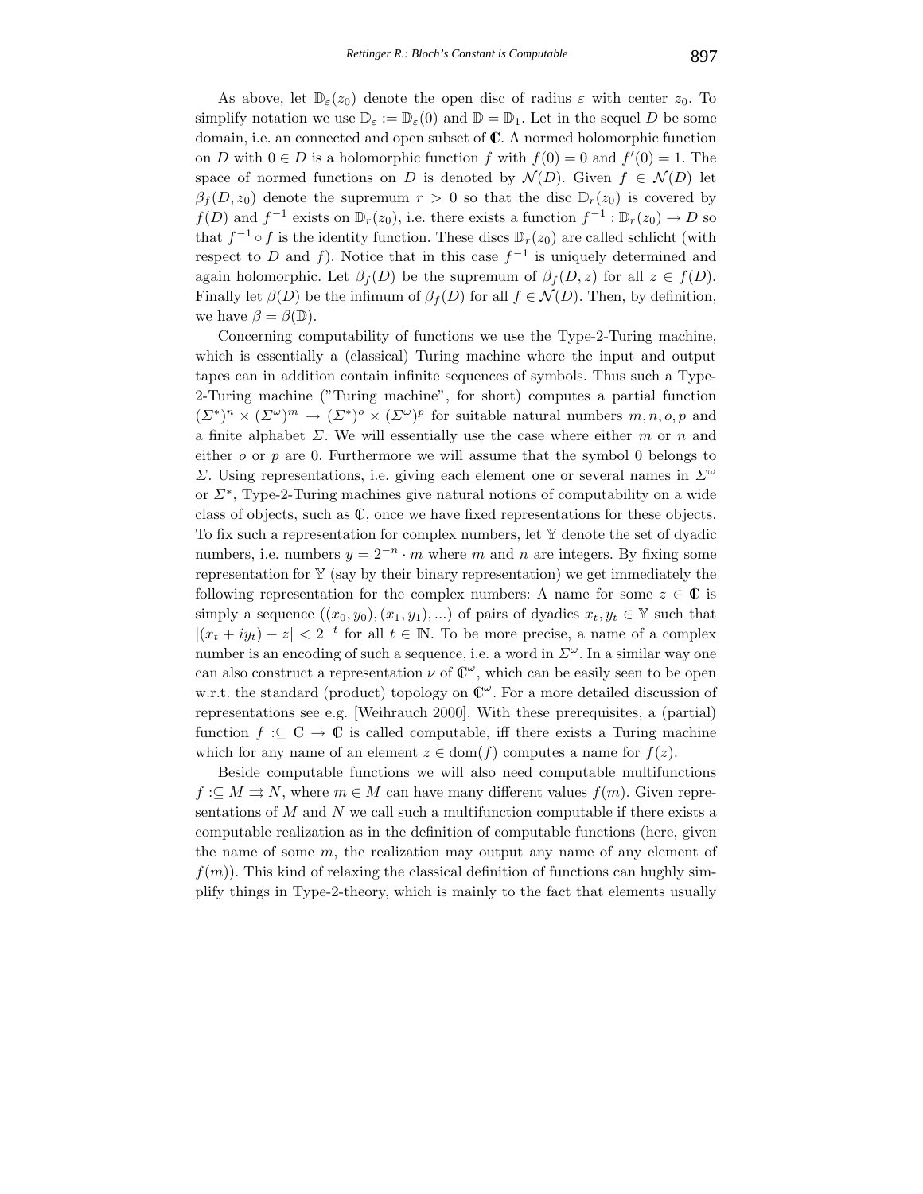As above, let $\mathbb{D}_\varepsilon(z_0)$ denote the open disc of radius $\varepsilon$ with center $z_0$. To simplify notation we use $\mathbb{D}_\varepsilon := \mathbb{D}_\varepsilon(0)$ and $\mathbb{D} = \mathbb{D}_1$. Let in the sequel $D$ be some domain, i.e. an connected and open subset of $\mathbb{C}$. A normed holomorphic function on $D$ with $0 \in D$ is a holomorphic function $f$ with $f(0) = 0$ and $f'(0) = 1$. The space of normed functions on $D$ is denoted by $\mathcal{N}(D)$. Given $f \in \mathcal{N}(D)$ let $\beta_f(D, z_0)$ denote the supremum $r > 0$ so that the disc $\mathbb{D}_r(z_0)$ is covered by $f(D)$ and $f^{-1}$ exists on $\mathbb{D}_r(z_0)$, i.e. there exists a function $f^{-1} : \mathbb{D}_r(z_0) \to D$ so that $f^{-1} \circ f$ is the identity function. These discs $\mathbb{D}_r(z_0)$ are called schlicht (with respect to $D$ and $f$). Notice that in this case $f^{-1}$ is uniquely determined and again holomorphic. Let $\beta_f(D)$ be the supremum of $\beta_f(D, z)$ for all $z \in f(D)$. Finally let $\beta(D)$ be the infimum of $\beta_f(D)$ for all $f \in \mathcal{N}(D)$. Then, by definition, we have $\beta = \beta(\mathbb{D})$.

Concerning computability of functions we use the Type-2-Turing machine, which is essentially a (classical) Turing machine where the input and output tapes can in addition contain infinite sequences of symbols. Thus such a Type-2-Turing machine ("Turing machine", for short) computes a partial function $(\Sigma^*)^n \times (\Sigma^\omega)^m \to (\Sigma^*)^o \times (\Sigma^\omega)^p$ for suitable natural numbers $m, n, o, p$ and a finite alphabet $\Sigma$. We will essentially use the case where either $m$ or $n$ and either $o$ or $p$ are 0. Furthermore we will assume that the symbol 0 belongs to $\Sigma$. Using representations, i.e. giving each element one or several names in $\Sigma^\omega$ or $\Sigma^*$, Type-2-Turing machines give natural notions of computability on a wide class of objects, such as $\mathbb{C}$, once we have fixed representations for these objects. To fix such a representation for complex numbers, let $\mathbb{Y}$ denote the set of dyadic numbers, i.e. numbers $y = 2^{-n} \cdot m$ where $m$ and $n$ are integers. By fixing some representation for $\mathbb{Y}$ (say by their binary representation) we get immediately the following representation for the complex numbers: A name for some $z \in \mathbb{C}$ is simply a sequence $((x_0, y_0), (x_1, y_1), ...)$ of pairs of dyadics $x_t, y_t \in \mathbb{Y}$ such that $|(x_t + iy_t) - z| < 2^{-t}$ for all $t \in \mathbb{N}$. To be more precise, a name of a complex number is an encoding of such a sequence, i.e. a word in $\Sigma^\omega$. In a similar way one can also construct a representation $\nu$ of $\mathbb{C}^\omega$, which can be easily seen to be open w.r.t. the standard (product) topology on $\mathbb{C}^\omega$. For a more detailed discussion of representations see e.g. [Weihrauch 2000]. With these prerequisites, a (partial) function $f :\subseteq \mathbb{C} \to \mathbb{C}$ is called computable, iff there exists a Turing machine which for any name of an element $z \in \mathrm{dom}(f)$ computes a name for $f(z)$.

Beside computable functions we will also need computable multifunctions $f :\subseteq M \rightrightarrows N$, where $m \in M$ can have many different values $f(m)$. Given representations of $M$ and $N$ we call such a multifunction computable if there exists a computable realization as in the definition of computable functions (here, given the name of some $m$, the realization may output any name of any element of $f(m)$). This kind of relaxing the classical definition of functions can hughly simplify things in Type-2-theory, which is mainly to the fact that elements usually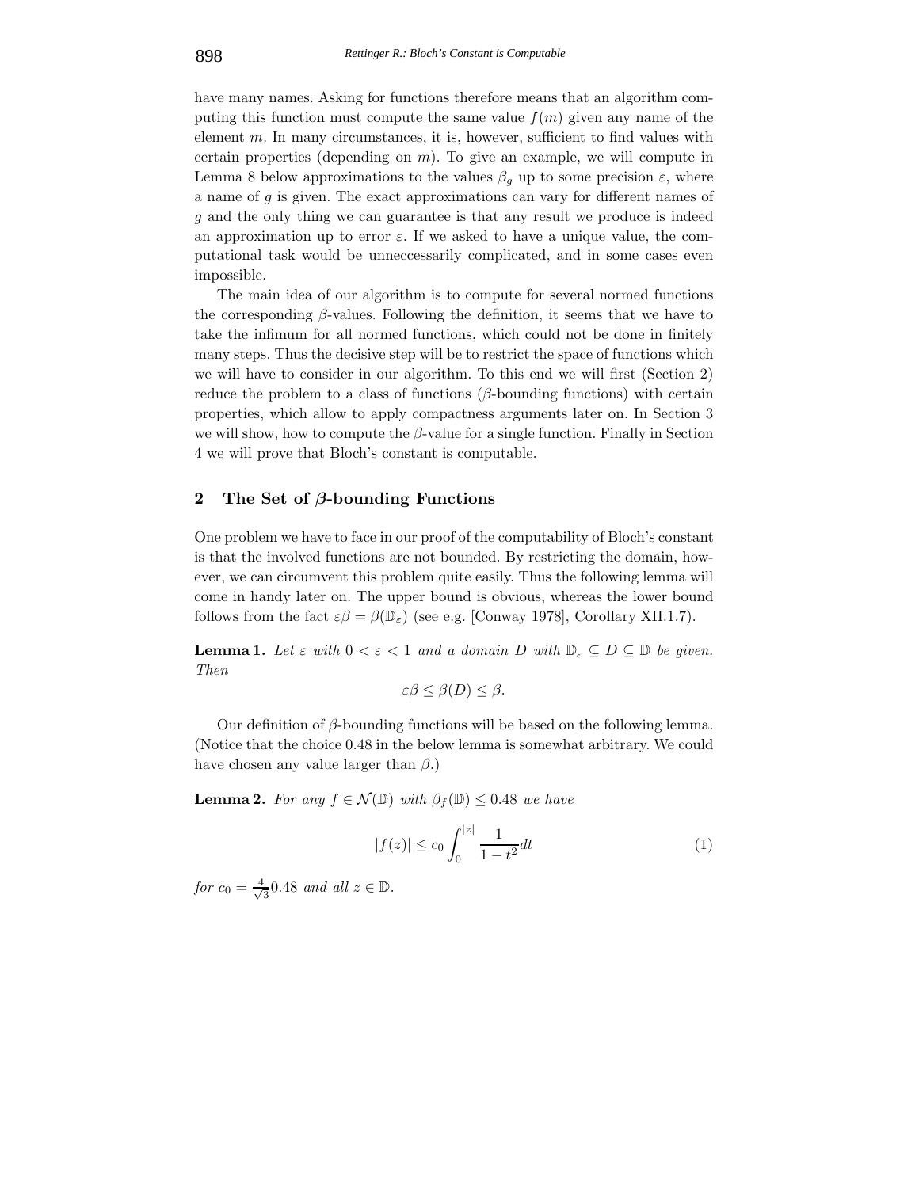have many names. Asking for functions therefore means that an algorithm computing this function must compute the same value $f(m)$ given any name of the element $m$. In many circumstances, it is, however, sufficient to find values with certain properties (depending on $m$). To give an example, we will compute in Lemma 8 below approximations to the values $\beta_g$ up to some precision $\varepsilon$, where a name of $g$ is given. The exact approximations can vary for different names of $g$ and the only thing we can guarantee is that any result we produce is indeed an approximation up to error $\varepsilon$. If we asked to have a unique value, the computational task would be unneccessarily complicated, and in some cases even impossible.

The main idea of our algorithm is to compute for several normed functions the corresponding $\beta$-values. Following the definition, it seems that we have to take the infimum for all normed functions, which could not be done in finitely many steps. Thus the decisive step will be to restrict the space of functions which we will have to consider in our algorithm. To this end we will first (Section 2) reduce the problem to a class of functions ($\beta$-bounding functions) with certain properties, which allow to apply compactness arguments later on. In Section 3 we will show, how to compute the $\beta$-value for a single function. Finally in Section 4 we will prove that Bloch's constant is computable.

## 2 The Set of $\beta$-bounding Functions

One problem we have to face in our proof of the computability of Bloch's constant is that the involved functions are not bounded. By restricting the domain, however, we can circumvent this problem quite easily. Thus the following lemma will come in handy later on. The upper bound is obvious, whereas the lower bound follows from the fact $\varepsilon\beta = \beta(\mathbb{D}_\varepsilon)$ (see e.g. [Conway 1978], Corollary XII.1.7).

**Lemma 1.** *Let $\varepsilon$ with $0 < \varepsilon < 1$ and a domain $D$ with $\mathbb{D}_\varepsilon \subseteq D \subseteq \mathbb{D}$ be given. Then*

$$\varepsilon\beta \leq \beta(D) \leq \beta.$$

Our definition of $\beta$-bounding functions will be based on the following lemma. (Notice that the choice 0.48 in the below lemma is somewhat arbitrary. We could have chosen any value larger than $\beta$.)

**Lemma 2.** *For any $f \in \mathcal{N}(\mathbb{D})$ with $\beta_f(\mathbb{D}) \leq 0.48$ we have*

$$|f(z)| \leq c_0 \int_0^{|z|} \frac{1}{1-t^2} dt \tag{1}$$

*for $c_0 = \frac{4}{\sqrt{3}} 0.48$ and all $z \in \mathbb{D}$.*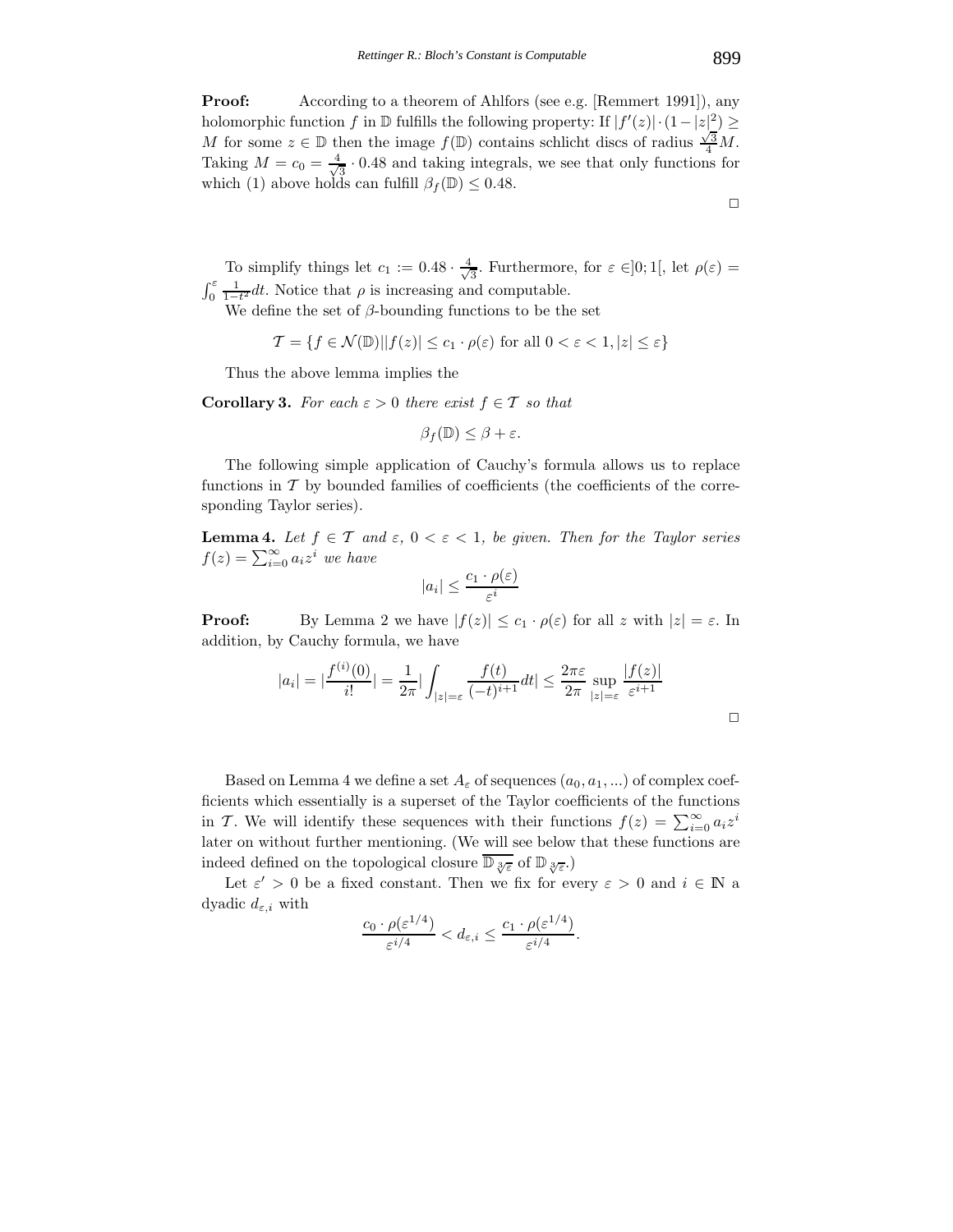**Proof:** According to a theorem of Ahlfors (see e.g. [Remmert 1991]), any holomorphic function $f$ in $\mathbb{D}$ fulfills the following property: If $|f'(z)| \cdot (1-|z|^2) \geq M$ for some $z \in \mathbb{D}$ then the image $f(\mathbb{D})$ contains schlicht discs of radius $\frac{\sqrt{3}}{4}M$. Taking $M = c_0 = \frac{4}{\sqrt{3}} \cdot 0.48$ and taking integrals, we see that only functions for which (1) above holds can fulfill $\beta_f(\mathbb{D}) \leq 0.48$.

□

To simplify things let $c_1 := 0.48 \cdot \frac{4}{\sqrt{3}}$. Furthermore, for $\varepsilon \in ]0;1[$, let $\rho(\varepsilon) = \int_0^\varepsilon \frac{1}{1-t^2} dt$. Notice that $\rho$ is increasing and computable.

We define the set of $\beta$-bounding functions to be the set

$$\mathcal{T} = \{f \in \mathcal{N}(\mathbb{D}) | |f(z)| \leq c_1 \cdot \rho(\varepsilon) \text{ for all } 0 < \varepsilon < 1, |z| \leq \varepsilon\}$$

Thus the above lemma implies the

**Corollary 3.** *For each $\varepsilon > 0$ there exist $f \in \mathcal{T}$ so that*

$$\beta_f(\mathbb{D}) \leq \beta + \varepsilon.$$

The following simple application of Cauchy's formula allows us to replace functions in $\mathcal{T}$ by bounded families of coefficients (the coefficients of the corresponding Taylor series).

**Lemma 4.** *Let $f \in \mathcal{T}$ and $\varepsilon$, $0 < \varepsilon < 1$, be given. Then for the Taylor series $f(z) = \sum_{i=0}^\infty a_i z^i$ we have*

$$|a_i| \leq \frac{c_1 \cdot \rho(\varepsilon)}{\varepsilon^i}$$

**Proof:** By Lemma 2 we have $|f(z)| \leq c_1 \cdot \rho(\varepsilon)$ for all $z$ with $|z| = \varepsilon$. In addition, by Cauchy formula, we have

$$|a_i| = |\frac{f^{(i)}(0)}{i!}| = \frac{1}{2\pi} |\int_{|z|=\varepsilon} \frac{f(t)}{(-t)^{i+1}} dt| \leq \frac{2\pi\varepsilon}{2\pi} \sup_{|z|=\varepsilon} \frac{|f(z)|}{\varepsilon^{i+1}}$$

□

Based on Lemma 4 we define a set $A_\varepsilon$ of sequences $(a_0, a_1, ...)$ of complex coefficients which essentially is a superset of the Taylor coefficients of the functions in $\mathcal{T}$. We will identify these sequences with their functions $f(z) = \sum_{i=0}^\infty a_i z^i$ later on without further mentioning. (We will see below that these functions are indeed defined on the topological closure $\overline{\mathbb{D}_{\sqrt[3]{\varepsilon}}}$ of $\mathbb{D}_{\sqrt[3]{\varepsilon}}$.)

Let $\varepsilon' > 0$ be a fixed constant. Then we fix for every $\varepsilon > 0$ and $i \in \mathbb{N}$ a dyadic $d_{\varepsilon,i}$ with

$$\frac{c_0 \cdot \rho(\varepsilon^{1/4})}{\varepsilon^{i/4}} < d_{\varepsilon,i} \leq \frac{c_1 \cdot \rho(\varepsilon^{1/4})}{\varepsilon^{i/4}}.$$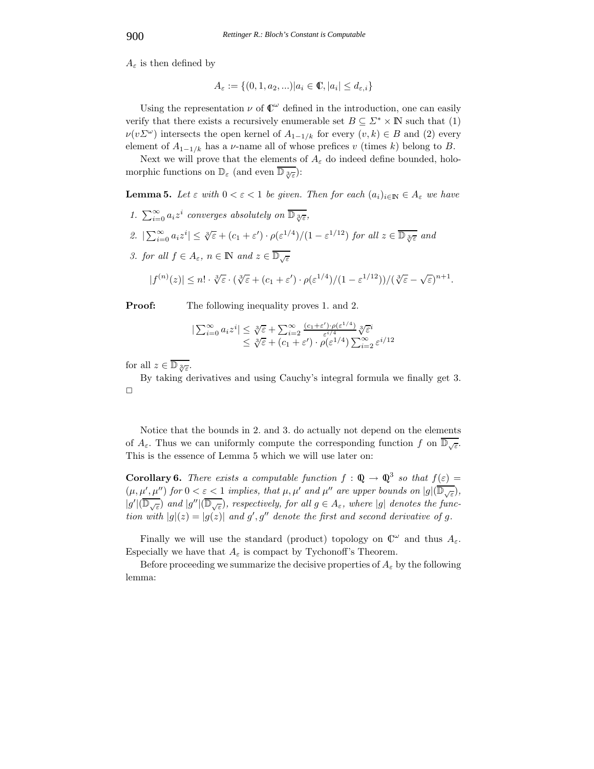$A_\varepsilon$ is then defined by

$$A_\varepsilon := \{(0, 1, a_2, ...)| a_i \in \mathbb{C}, |a_i| \leq d_{\varepsilon,i}\}$$

Using the representation $\nu$ of $\mathbb{C}^\omega$ defined in the introduction, one can easily verify that there exists a recursively enumerable set $B \subseteq \Sigma^* \times \mathbb{N}$ such that (1) $\nu(v\Sigma^\omega)$ intersects the open kernel of $A_{1-1/k}$ for every $(v, k) \in B$ and (2) every element of $A_{1-1/k}$ has a $\nu$-name all of whose prefices $v$ (times $k$) belong to $B$.

Next we will prove that the elements of $A_\varepsilon$ do indeed define bounded, holomorphic functions on $\mathbb{D}_\varepsilon$ (and even $\overline{\mathbb{D}_{\sqrt[3]{\varepsilon}}}$):

**Lemma 5.** *Let $\varepsilon$ with $0 < \varepsilon < 1$ be given. Then for each $(a_i)_{i\in\mathbb{N}} \in A_\varepsilon$ we have*

1. *$\sum_{i=0}^{\infty} a_i z^i$ converges absolutely on $\overline{\mathbb{D}_{\sqrt[3]{\varepsilon}}}$,*
2. *$|\sum_{i=0}^{\infty} a_i z^i| \leq \sqrt[3]{\varepsilon} + (c_1 + \varepsilon') \cdot \rho(\varepsilon^{1/4})/(1 - \varepsilon^{1/12})$ for all $z \in \overline{\mathbb{D}_{\sqrt[3]{\varepsilon}}}$ and*
3. *for all $f \in A_\varepsilon$, $n \in \mathbb{N}$ and $z \in \overline{\mathbb{D}_{\sqrt{\varepsilon}}}$*

$$|f^{(n)}(z)| \leq n! \cdot \sqrt[3]{\varepsilon} \cdot (\sqrt[3]{\varepsilon} + (c_1 + \varepsilon') \cdot \rho(\varepsilon^{1/4})/(1 - \varepsilon^{1/12}))/(\sqrt[3]{\varepsilon} - \sqrt{\varepsilon})^{n+1}.$$

**Proof:** The following inequality proves 1. and 2.

$$\begin{aligned} |\textstyle\sum_{i=0}^{\infty} a_i z^i| &\leq \sqrt[3]{\varepsilon} + \textstyle\sum_{i=2}^{\infty} \frac{(c_1+\varepsilon')\cdot\rho(\varepsilon^{1/4})}{\varepsilon^{i/4}} \sqrt[3]{\varepsilon}^i \\ &\leq \sqrt[3]{\varepsilon} + (c_1 + \varepsilon') \cdot \rho(\varepsilon^{1/4}) \textstyle\sum_{i=2}^{\infty} \varepsilon^{i/12} \end{aligned}$$

for all $z \in \overline{\mathbb{D}_{\sqrt[3]{\varepsilon}}}$.

By taking derivatives and using Cauchy's integral formula we finally get 3. □

Notice that the bounds in 2. and 3. do actually not depend on the elements of $A_\varepsilon$. Thus we can uniformly compute the corresponding function $f$ on $\overline{\mathbb{D}_{\sqrt{\varepsilon}}}$. This is the essence of Lemma 5 which we will use later on:

**Corollary 6.** *There exists a computable function $f : \mathbb{Q} \to \mathbb{Q}^3$ so that $f(\varepsilon) = (\mu, \mu', \mu'')$ for $0 < \varepsilon < 1$ implies, that $\mu, \mu'$ and $\mu''$ are upper bounds on $|g|(\overline{\mathbb{D}_{\sqrt{\varepsilon}}})$, $|g'|(\overline{\mathbb{D}_{\sqrt{\varepsilon}}})$ and $|g''|(\overline{\mathbb{D}_{\sqrt{\varepsilon}}})$, respectively, for all $g \in A_\varepsilon$, where $|g|$ denotes the function with $|g|(z) = |g(z)|$ and $g', g''$ denote the first and second derivative of $g$.*

Finally we will use the standard (product) topology on $\mathbb{C}^\omega$ and thus $A_\varepsilon$. Especially we have that $A_\varepsilon$ is compact by Tychonoff's Theorem.

Before proceeding we summarize the decisive properties of $A_\varepsilon$ by the following lemma: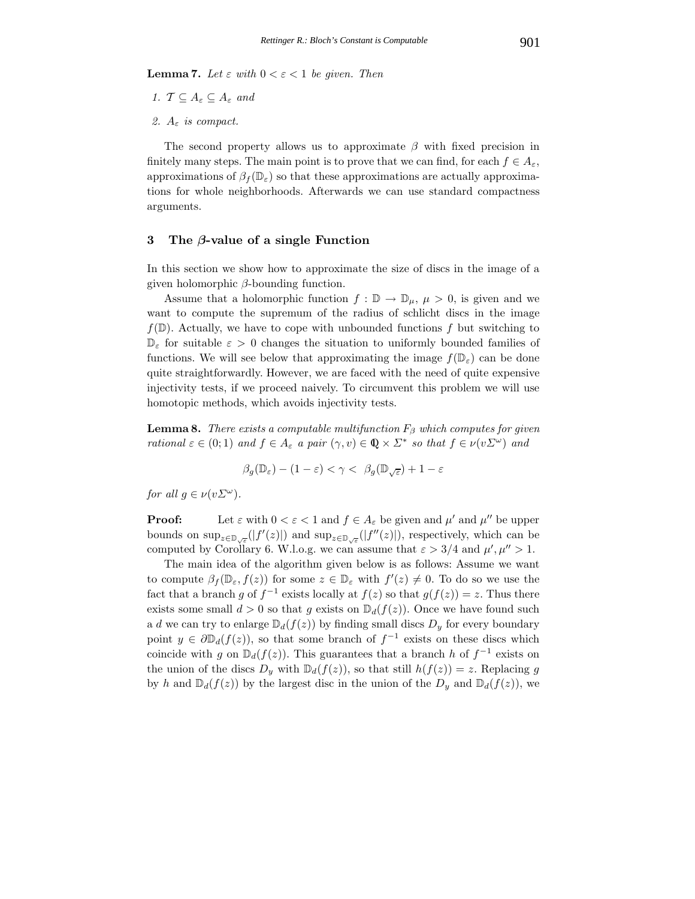**Lemma 7.** *Let $\varepsilon$ with $0 < \varepsilon < 1$ be given. Then*

1. *$\mathcal{T} \subseteq A_\varepsilon \subseteq A_\varepsilon$ and*
2. *$A_\varepsilon$ is compact.*

The second property allows us to approximate $\beta$ with fixed precision in finitely many steps. The main point is to prove that we can find, for each $f \in A_\varepsilon$, approximations of $\beta_f(\mathbb{D}_\varepsilon)$ so that these approximations are actually approximations for whole neighborhoods. Afterwards we can use standard compactness arguments.

## 3 The $\beta$-value of a single Function

In this section we show how to approximate the size of discs in the image of a given holomorphic $\beta$-bounding function.

Assume that a holomorphic function $f : \mathbb{D} \to \mathbb{D}_\mu$, $\mu > 0$, is given and we want to compute the supremum of the radius of schlicht discs in the image $f(\mathbb{D})$. Actually, we have to cope with unbounded functions $f$ but switching to $\mathbb{D}_\varepsilon$ for suitable $\varepsilon > 0$ changes the situation to uniformly bounded families of functions. We will see below that approximating the image $f(\mathbb{D}_\varepsilon)$ can be done quite straightforwardly. However, we are faced with the need of quite expensive injectivity tests, if we proceed naively. To circumvent this problem we will use homotopic methods, which avoids injectivity tests.

**Lemma 8.** *There exists a computable multifunction $F_\beta$ which computes for given rational $\varepsilon \in (0;1)$ and $f \in A_\varepsilon$ a pair $(\gamma, v) \in \mathbb{Q} \times \Sigma^*$ so that $f \in \nu(v\Sigma^\omega)$ and*

$$\beta_g(\mathbb{D}_\varepsilon) - (1-\varepsilon) < \gamma < \beta_g(\mathbb{D}_{\sqrt{\varepsilon}}) + 1 - \varepsilon$$

*for all $g \in \nu(v\Sigma^\omega)$.*

**Proof:** Let $\varepsilon$ with $0 < \varepsilon < 1$ and $f \in A_\varepsilon$ be given and $\mu'$ and $\mu''$ be upper bounds on $\sup_{z \in \mathbb{D}_{\sqrt{\varepsilon}}}(|f'(z)|)$ and $\sup_{z \in \mathbb{D}_{\sqrt{\varepsilon}}}(|f''(z)|)$, respectively, which can be computed by Corollary 6. W.l.o.g. we can assume that $\varepsilon > 3/4$ and $\mu', \mu'' > 1$.

The main idea of the algorithm given below is as follows: Assume we want to compute $\beta_f(\mathbb{D}_\varepsilon, f(z))$ for some $z \in \mathbb{D}_\varepsilon$ with $f'(z) \neq 0$. To do so we use the fact that a branch $g$ of $f^{-1}$ exists locally at $f(z)$ so that $g(f(z)) = z$. Thus there exists some small $d > 0$ so that $g$ exists on $\mathbb{D}_d(f(z))$. Once we have found such a $d$ we can try to enlarge $\mathbb{D}_d(f(z))$ by finding small discs $D_y$ for every boundary point $y \in \partial\mathbb{D}_d(f(z))$, so that some branch of $f^{-1}$ exists on these discs which coincide with $g$ on $\mathbb{D}_d(f(z))$. This guarantees that a branch $h$ of $f^{-1}$ exists on the union of the discs $D_y$ with $\mathbb{D}_d(f(z))$, so that still $h(f(z)) = z$. Replacing $g$ by $h$ and $\mathbb{D}_d(f(z))$ by the largest disc in the union of the $D_y$ and $\mathbb{D}_d(f(z))$, we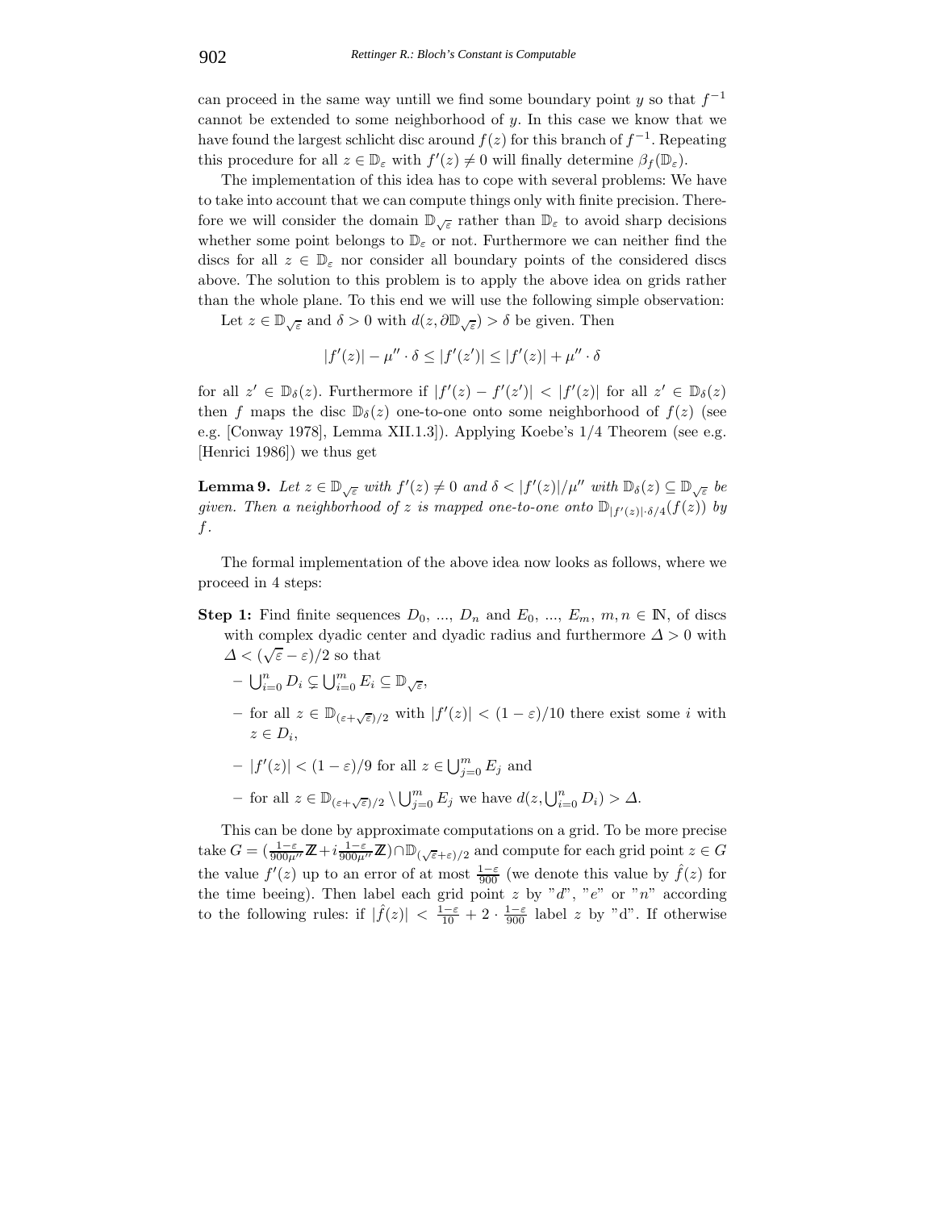can proceed in the same way untill we find some boundary point $y$ so that $f^{-1}$ cannot be extended to some neighborhood of $y$. In this case we know that we have found the largest schlicht disc around $f(z)$ for this branch of $f^{-1}$. Repeating this procedure for all $z \in \mathbb{D}_\varepsilon$ with $f'(z) \neq 0$ will finally determine $\beta_f(\mathbb{D}_\varepsilon)$.

The implementation of this idea has to cope with several problems: We have to take into account that we can compute things only with finite precision. Therefore we will consider the domain $\mathbb{D}_{\sqrt{\varepsilon}}$ rather than $\mathbb{D}_\varepsilon$ to avoid sharp decisions whether some point belongs to $\mathbb{D}_\varepsilon$ or not. Furthermore we can neither find the discs for all $z \in \mathbb{D}_\varepsilon$ nor consider all boundary points of the considered discs above. The solution to this problem is to apply the above idea on grids rather than the whole plane. To this end we will use the following simple observation:

Let $z \in \mathbb{D}_{\sqrt{\varepsilon}}$ and $\delta > 0$ with $d(z, \partial \mathbb{D}_{\sqrt{\varepsilon}}) > \delta$ be given. Then

$$|f'(z)| - \mu'' \cdot \delta \leq |f'(z')| \leq |f'(z)| + \mu'' \cdot \delta$$

for all $z' \in \mathbb{D}_\delta(z)$. Furthermore if $|f'(z) - f'(z')| < |f'(z)|$ for all $z' \in \mathbb{D}_\delta(z)$ then $f$ maps the disc $\mathbb{D}_\delta(z)$ one-to-one onto some neighborhood of $f(z)$ (see e.g. [Conway 1978], Lemma XII.1.3]). Applying Koebe's 1/4 Theorem (see e.g. [Henrici 1986]) we thus get

**Lemma 9.** *Let $z \in \mathbb{D}_{\sqrt{\varepsilon}}$ with $f'(z) \neq 0$ and $\delta < |f'(z)|/\mu''$ with $\mathbb{D}_\delta(z) \subseteq \mathbb{D}_{\sqrt{\varepsilon}}$ be given. Then a neighborhood of $z$ is mapped one-to-one onto $\mathbb{D}_{|f'(z)| \cdot \delta/4}(f(z))$ by $f$.*

The formal implementation of the above idea now looks as follows, where we proceed in 4 steps:

**Step 1:** Find finite sequences $D_0$, ..., $D_n$ and $E_0$, ..., $E_m$, $m, n \in \mathbb{N}$, of discs with complex dyadic center and dyadic radius and furthermore $\Delta > 0$ with $\Delta < (\sqrt{\varepsilon} - \varepsilon)/2$ so that

- $\bigcup_{i=0}^n D_i \subsetneq \bigcup_{i=0}^m E_i \subseteq \mathbb{D}_{\sqrt{\varepsilon}}$,
- for all $z \in \mathbb{D}_{(\varepsilon + \sqrt{\varepsilon})/2}$ with $|f'(z)| < (1-\varepsilon)/10$ there exist some $i$ with $z \in D_i$,
- $|f'(z)| < (1-\varepsilon)/9$ for all $z \in \bigcup_{j=0}^m E_j$ and
- for all $z \in \mathbb{D}_{(\varepsilon+\sqrt{\varepsilon})/2} \setminus \bigcup_{j=0}^m E_j$ we have $d(z, \bigcup_{i=0}^n D_i) > \Delta$.

This can be done by approximate computations on a grid. To be more precise take $G = (\frac{1-\varepsilon}{900\mu''}\mathbb{Z} + i\frac{1-\varepsilon}{900\mu''}\mathbb{Z}) \cap \mathbb{D}_{(\sqrt{\varepsilon}+\varepsilon)/2}$ and compute for each grid point $z \in G$ the value $f'(z)$ up to an error of at most $\frac{1-\varepsilon}{900}$ (we denote this value by $\hat{f}(z)$ for the time beeing). Then label each grid point $z$ by "$d$", "$e$" or "$n$" according to the following rules: if $|\hat{f}(z)| < \frac{1-\varepsilon}{10} + 2 \cdot \frac{1-\varepsilon}{900}$ label $z$ by "d". If otherwise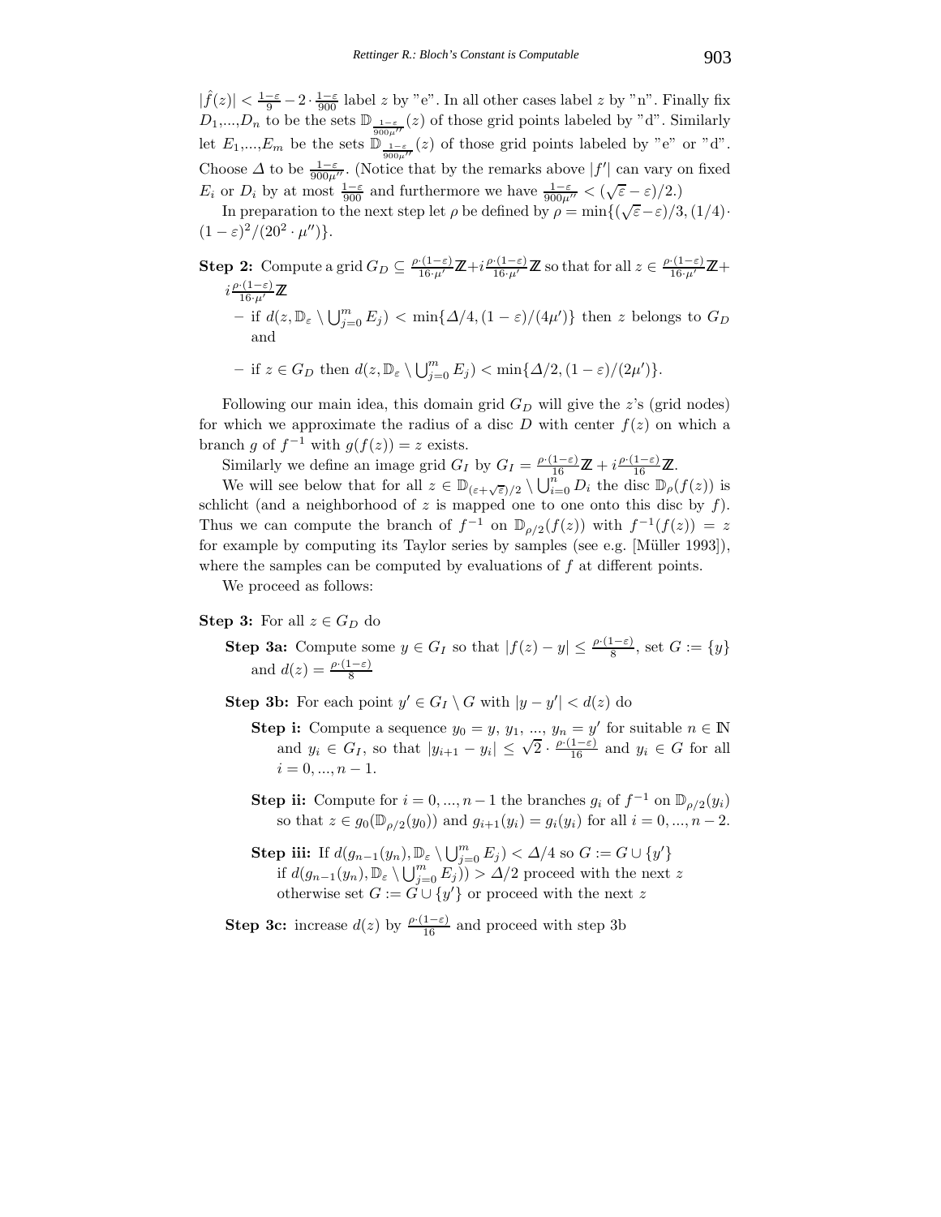$|\hat{f}(z)| < \frac{1-\varepsilon}{9} - 2 \cdot \frac{1-\varepsilon}{900}$ label $z$ by "e". In all other cases label $z$ by "n". Finally fix $D_1,...,D_n$ to be the sets $\mathbb{D}_{\frac{1-\varepsilon}{900\mu''}}(z)$ of those grid points labeled by "d". Similarly let $E_1,...,E_m$ be the sets $\mathbb{D}_{\frac{1-\varepsilon}{900\mu''}}(z)$ of those grid points labeled by "e" or "d". Choose $\Delta$ to be $\frac{1-\varepsilon}{900\mu''}$. (Notice that by the remarks above $|f'|$ can vary on fixed $E_i$ or $D_i$ by at most $\frac{1-\varepsilon}{900}$ and furthermore we have $\frac{1-\varepsilon}{900\mu''} < (\sqrt{\varepsilon} - \varepsilon)/2$.)

In preparation to the next step let $\rho$ be defined by $\rho = \min\{(\sqrt{\varepsilon} - \varepsilon)/3, (1/4) \cdot (1-\varepsilon)^2/(20^2 \cdot \mu'')\}$.

**Step 2:** Compute a grid $G_D \subseteq \frac{\rho \cdot (1-\varepsilon)}{16 \cdot \mu'}\mathbb{Z} + i\frac{\rho \cdot (1-\varepsilon)}{16 \cdot \mu'}\mathbb{Z}$ so that for all $z \in \frac{\rho \cdot (1-\varepsilon)}{16 \cdot \mu'}\mathbb{Z} + i\frac{\rho \cdot (1-\varepsilon)}{16 \cdot \mu'}\mathbb{Z}$

- if $d(z, \mathbb{D}_\varepsilon \setminus \bigcup_{j=0}^m E_j) < \min\{\Delta/4, (1-\varepsilon)/(4\mu')\}$ then $z$ belongs to $G_D$ and
- if $z \in G_D$ then $d(z, \mathbb{D}_\varepsilon \setminus \bigcup_{j=0}^m E_j) < \min\{\Delta/2, (1-\varepsilon)/(2\mu')\}$.

Following our main idea, this domain grid $G_D$ will give the $z$'s (grid nodes) for which we approximate the radius of a disc $D$ with center $f(z)$ on which a branch $g$ of $f^{-1}$ with $g(f(z)) = z$ exists.

Similarly we define an image grid $G_I$ by $G_I = \frac{\rho \cdot (1-\varepsilon)}{16}\mathbb{Z} + i\frac{\rho \cdot (1-\varepsilon)}{16}\mathbb{Z}$.

We will see below that for all $z \in \mathbb{D}_{(\varepsilon+\sqrt{\varepsilon})/2} \setminus \bigcup_{i=0}^n D_i$ the disc $\mathbb{D}_\rho(f(z))$ is schlicht (and a neighborhood of $z$ is mapped one to one onto this disc by $f$). Thus we can compute the branch of $f^{-1}$ on $\mathbb{D}_{\rho/2}(f(z))$ with $f^{-1}(f(z)) = z$ for example by computing its Taylor series by samples (see e.g. [Müller 1993]), where the samples can be computed by evaluations of $f$ at different points.

We proceed as follows:

**Step 3:** For all $z \in G_D$ do

**Step 3a:** Compute some $y \in G_I$ so that $|f(z) - y| \leq \frac{\rho \cdot (1-\varepsilon)}{8}$, set $G := \{y\}$ and $d(z) = \frac{\rho \cdot (1-\varepsilon)}{8}$

**Step 3b:** For each point $y' \in G_I \setminus G$ with $|y - y'| < d(z)$ do

**Step i:** Compute a sequence $y_0 = y$, $y_1$, ..., $y_n = y'$ for suitable $n \in \mathbb{N}$ and $y_i \in G_I$, so that $|y_{i+1} - y_i| \leq \sqrt{2} \cdot \frac{\rho \cdot (1-\varepsilon)}{16}$ and $y_i \in G$ for all $i = 0, ..., n-1$.

**Step ii:** Compute for $i = 0, ..., n-1$ the branches $g_i$ of $f^{-1}$ on $\mathbb{D}_{\rho/2}(y_i)$ so that $z \in g_0(\mathbb{D}_{\rho/2}(y_0))$ and $g_{i+1}(y_i) = g_i(y_i)$ for all $i = 0, ..., n-2$.

**Step iii:** If $d(g_{n-1}(y_n), \mathbb{D}_\varepsilon \setminus \bigcup_{j=0}^m E_j) < \Delta/4$ so $G := G \cup \{y'\}$ if $d(g_{n-1}(y_n), \mathbb{D}_\varepsilon \setminus \bigcup_{j=0}^m E_j)) > \Delta/2$ proceed with the next $z$ otherwise set $G := G \cup \{y'\}$ or proceed with the next $z$

**Step 3c:** increase $d(z)$ by $\frac{\rho \cdot (1-\varepsilon)}{16}$ and proceed with step 3b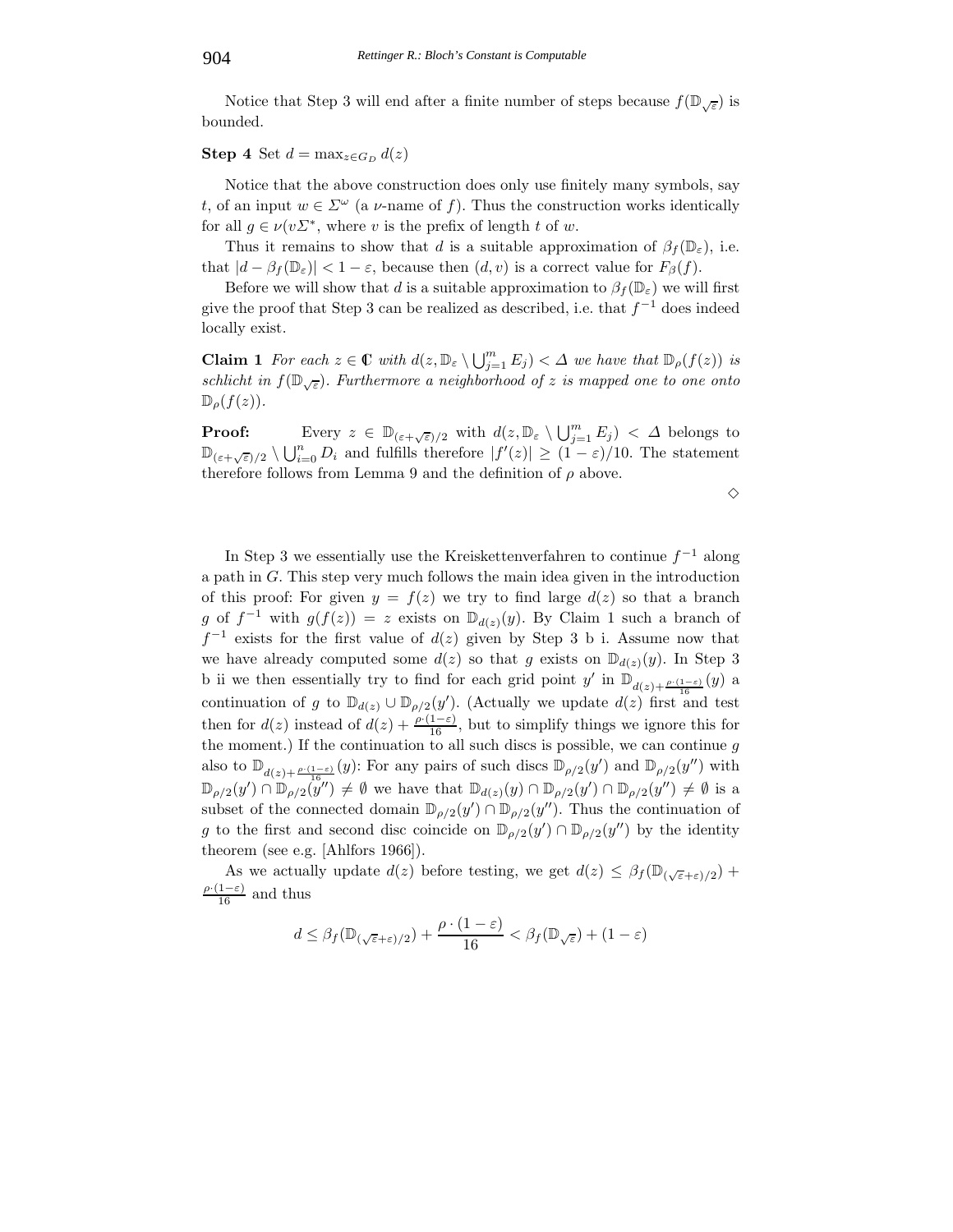Notice that Step 3 will end after a finite number of steps because $f(\mathbb{D}_{\sqrt{\varepsilon}})$ is bounded.

**Step 4** Set $d = \max_{z \in G_D} d(z)$

Notice that the above construction does only use finitely many symbols, say $t$, of an input $w \in \Sigma^\omega$ (a $\nu$-name of $f$). Thus the construction works identically for all $g \in \nu(v\Sigma^*$, where $v$ is the prefix of length $t$ of $w$.

Thus it remains to show that $d$ is a suitable approximation of $\beta_f(\mathbb{D}_\varepsilon)$, i.e. that $|d - \beta_f(\mathbb{D}_\varepsilon)| < 1 - \varepsilon$, because then $(d, v)$ is a correct value for $F_\beta(f)$.

Before we will show that $d$ is a suitable approximation to $\beta_f(\mathbb{D}_\varepsilon)$ we will first give the proof that Step 3 can be realized as described, i.e. that $f^{-1}$ does indeed locally exist.

**Claim 1** *For each $z \in \mathbb{C}$ with $d(z, \mathbb{D}_\varepsilon \setminus \bigcup_{j=1}^m E_j) < \Delta$ we have that $\mathbb{D}_\rho(f(z))$ is schlicht in $f(\mathbb{D}_{\sqrt{\varepsilon}})$. Furthermore a neighborhood of $z$ is mapped one to one onto $\mathbb{D}_\rho(f(z))$.*

**Proof:** Every $z \in \mathbb{D}_{(\varepsilon+\sqrt{\varepsilon})/2}$ with $d(z, \mathbb{D}_\varepsilon \setminus \bigcup_{j=1}^m E_j) < \Delta$ belongs to $\mathbb{D}_{(\varepsilon+\sqrt{\varepsilon})/2} \setminus \bigcup_{i=0}^n D_i$ and fulfills therefore $|f'(z)| \geq (1-\varepsilon)/10$. The statement therefore follows from Lemma 9 and the definition of $\rho$ above.

◇

In Step 3 we essentially use the Kreiskettenverfahren to continue $f^{-1}$ along a path in $G$. This step very much follows the main idea given in the introduction of this proof: For given $y = f(z)$ we try to find large $d(z)$ so that a branch $g$ of $f^{-1}$ with $g(f(z)) = z$ exists on $\mathbb{D}_{d(z)}(y)$. By Claim 1 such a branch of $f^{-1}$ exists for the first value of $d(z)$ given by Step 3 b i. Assume now that we have already computed some $d(z)$ so that $g$ exists on $\mathbb{D}_{d(z)}(y)$. In Step 3 b ii we then essentially try to find for each grid point $y'$ in $\mathbb{D}_{d(z)+\frac{\rho\cdot(1-\varepsilon)}{16}}(y)$ a continuation of $g$ to $\mathbb{D}_{d(z)} \cup \mathbb{D}_{\rho/2}(y')$. (Actually we update $d(z)$ first and test then for $d(z)$ instead of $d(z) + \frac{\rho\cdot(1-\varepsilon)}{16}$, but to simplify things we ignore this for the moment.) If the continuation to all such discs is possible, we can continue $g$ also to $\mathbb{D}_{d(z)+\frac{\rho\cdot(1-\varepsilon)}{16}}(y)$: For any pairs of such discs $\mathbb{D}_{\rho/2}(y')$ and $\mathbb{D}_{\rho/2}(y'')$ with $\mathbb{D}_{\rho/2}(y') \cap \mathbb{D}_{\rho/2}(y'') \neq \emptyset$ we have that $\mathbb{D}_{d(z)}(y) \cap \mathbb{D}_{\rho/2}(y') \cap \mathbb{D}_{\rho/2}(y'') \neq \emptyset$ is a subset of the connected domain $\mathbb{D}_{\rho/2}(y') \cap \mathbb{D}_{\rho/2}(y'')$. Thus the continuation of $g$ to the first and second disc coincide on $\mathbb{D}_{\rho/2}(y') \cap \mathbb{D}_{\rho/2}(y'')$ by the identity theorem (see e.g. [Ahlfors 1966]).

As we actually update $d(z)$ before testing, we get $d(z) \leq \beta_f(\mathbb{D}_{(\sqrt{\varepsilon}+\varepsilon)/2}) + \frac{\rho\cdot(1-\varepsilon)}{16}$ and thus

$$d \leq \beta_f(\mathbb{D}_{(\sqrt{\varepsilon}+\varepsilon)/2}) + \frac{\rho\cdot(1-\varepsilon)}{16} < \beta_f(\mathbb{D}_{\sqrt{\varepsilon}}) + (1-\varepsilon)$$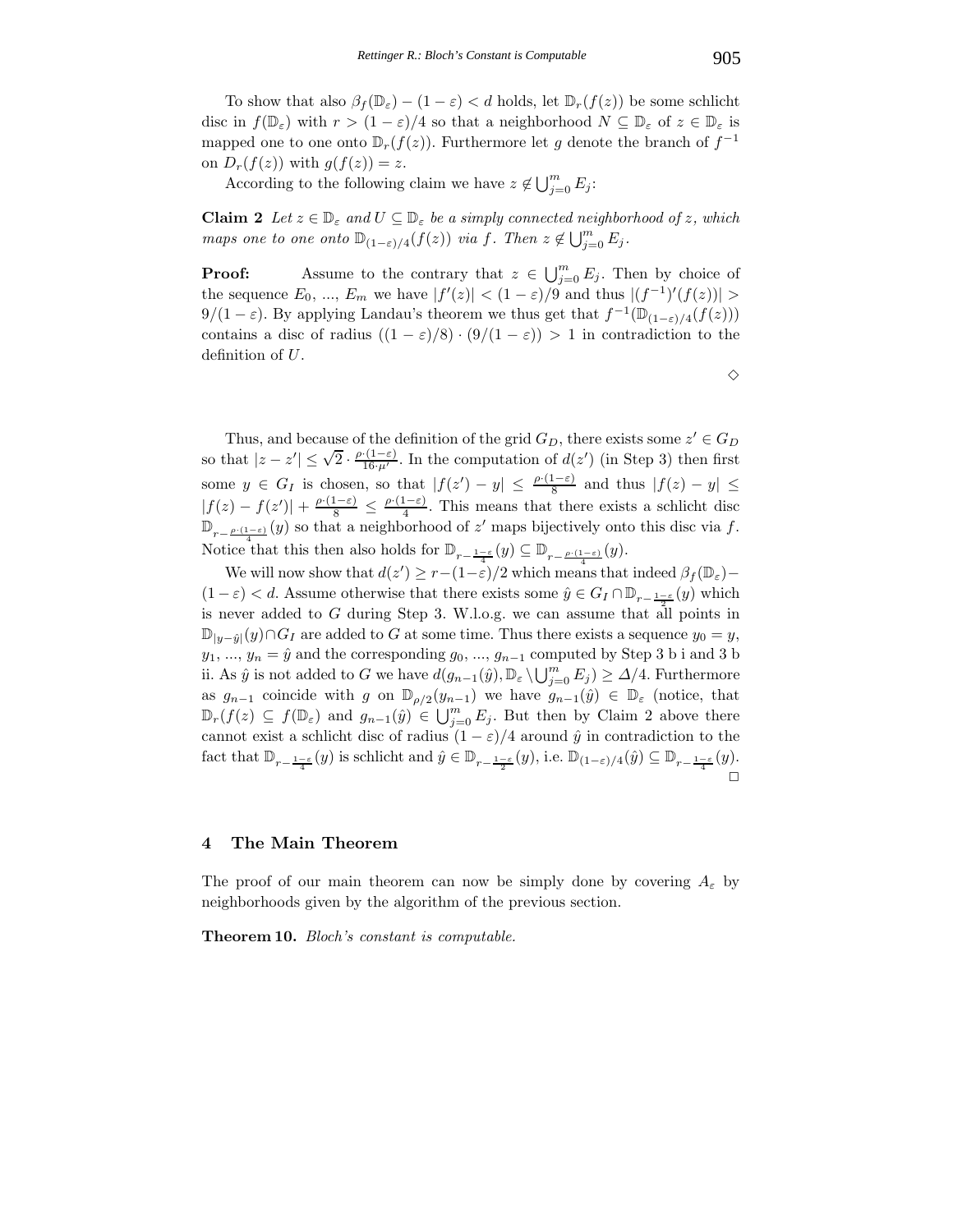To show that also $\beta_f(\mathbb{D}_\varepsilon) - (1-\varepsilon) < d$ holds, let $\mathbb{D}_r(f(z))$ be some schlicht disc in $f(\mathbb{D}_\varepsilon)$ with $r > (1-\varepsilon)/4$ so that a neighborhood $N \subseteq \mathbb{D}_\varepsilon$ of $z \in \mathbb{D}_\varepsilon$ is mapped one to one onto $\mathbb{D}_r(f(z))$. Furthermore let $g$ denote the branch of $f^{-1}$ on $D_r(f(z))$ with $g(f(z)) = z$.

According to the following claim we have $z \notin \bigcup_{j=0}^m E_j$:

**Claim 2** *Let $z \in \mathbb{D}_\varepsilon$ and $U \subseteq \mathbb{D}_\varepsilon$ be a simply connected neighborhood of $z$, which maps one to one onto $\mathbb{D}_{(1-\varepsilon)/4}(f(z))$ via $f$. Then $z \notin \bigcup_{j=0}^m E_j$.*

**Proof:** Assume to the contrary that $z \in \bigcup_{j=0}^m E_j$. Then by choice of the sequence $E_0$, ..., $E_m$ we have $|f'(z)| < (1-\varepsilon)/9$ and thus $|(f^{-1})'(f(z))| > 9/(1-\varepsilon)$. By applying Landau's theorem we thus get that $f^{-1}(\mathbb{D}_{(1-\varepsilon)/4}(f(z)))$ contains a disc of radius $((1-\varepsilon)/8) \cdot (9/(1-\varepsilon)) > 1$ in contradiction to the definition of $U$.

◇

Thus, and because of the definition of the grid $G_D$, there exists some $z' \in G_D$ so that $|z - z'| \leq \sqrt{2} \cdot \frac{\rho \cdot (1-\varepsilon)}{16 \cdot \mu'}$. In the computation of $d(z')$ (in Step 3) then first some $y \in G_I$ is chosen, so that $|f(z') - y| \leq \frac{\rho \cdot (1-\varepsilon)}{8}$ and thus $|f(z) - y| \leq |f(z) - f(z')| + \frac{\rho \cdot (1-\varepsilon)}{8} \leq \frac{\rho \cdot (1-\varepsilon)}{4}$. This means that there exists a schlicht disc $\mathbb{D}_{r - \frac{\rho \cdot (1-\varepsilon)}{4}}(y)$ so that a neighborhood of $z'$ maps bijectively onto this disc via $f$. Notice that this then also holds for $\mathbb{D}_{r - \frac{1-\varepsilon}{4}}(y) \subseteq \mathbb{D}_{r - \frac{\rho \cdot (1-\varepsilon)}{4}}(y)$.

We will now show that $d(z') \geq r - (1-\varepsilon)/2$ which means that indeed $\beta_f(\mathbb{D}_\varepsilon) - (1-\varepsilon) < d$. Assume otherwise that there exists some $\hat{y} \in G_I \cap \mathbb{D}_{r - \frac{1-\varepsilon}{2}}(y)$ which is never added to $G$ during Step 3. W.l.o.g. we can assume that all points in $\mathbb{D}_{|y-\hat{y}|}(y) \cap G_I$ are added to $G$ at some time. Thus there exists a sequence $y_0 = y$, $y_1$, ..., $y_n = \hat{y}$ and the corresponding $g_0$, ..., $g_{n-1}$ computed by Step 3 b i and 3 b ii. As $\hat{y}$ is not added to $G$ we have $d(g_{n-1}(\hat{y}), \mathbb{D}_\varepsilon \setminus \bigcup_{j=0}^m E_j) \geq \Delta/4$. Furthermore as $g_{n-1}$ coincide with $g$ on $\mathbb{D}_{\rho/2}(y_{n-1})$ we have $g_{n-1}(\hat{y}) \in \mathbb{D}_\varepsilon$ (notice, that $\mathbb{D}_r(f(z) \subseteq f(\mathbb{D}_\varepsilon)$ and $g_{n-1}(\hat{y}) \in \bigcup_{j=0}^m E_j$. But then by Claim 2 above there cannot exist a schlicht disc of radius $(1-\varepsilon)/4$ around $\hat{y}$ in contradiction to the fact that $\mathbb{D}_{r - \frac{1-\varepsilon}{4}}(y)$ is schlicht and $\hat{y} \in \mathbb{D}_{r - \frac{1-\varepsilon}{2}}(y)$, i.e. $\mathbb{D}_{(1-\varepsilon)/4}(\hat{y}) \subseteq \mathbb{D}_{r - \frac{1-\varepsilon}{4}}(y)$.

□

## 4 The Main Theorem

The proof of our main theorem can now be simply done by covering $A_\varepsilon$ by neighborhoods given by the algorithm of the previous section.

**Theorem 10.** *Bloch's constant is computable.*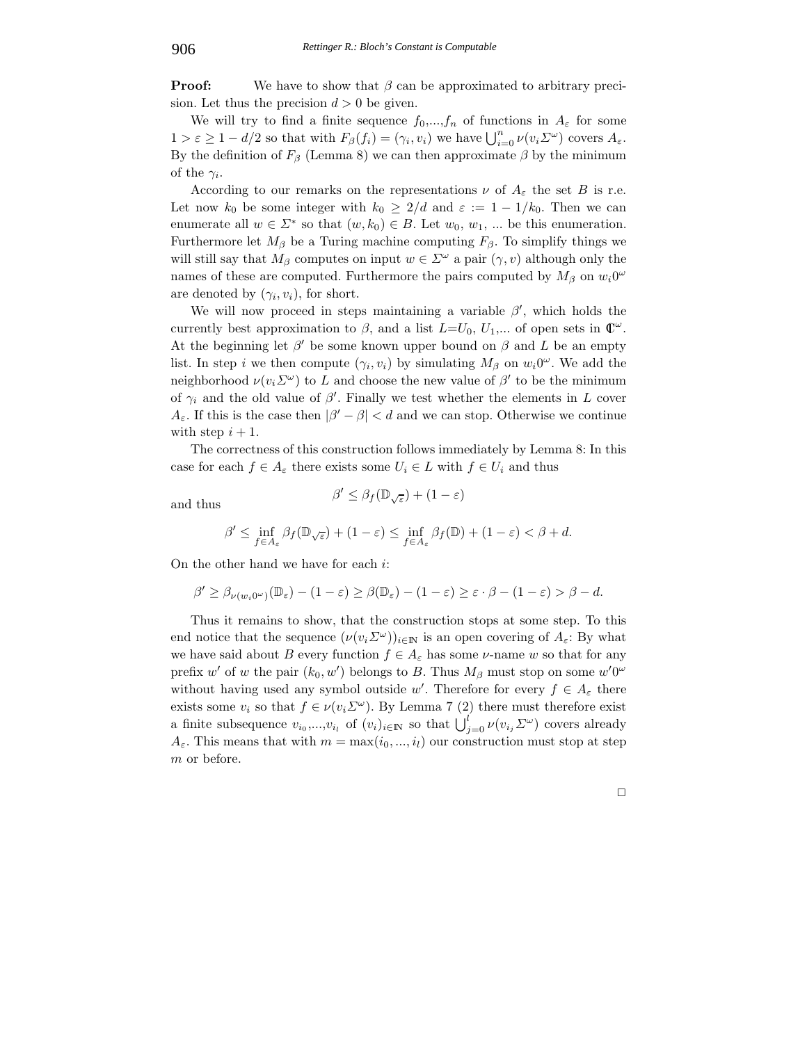**Proof:** We have to show that $\beta$ can be approximated to arbitrary precision. Let thus the precision $d > 0$ be given.

We will try to find a finite sequence $f_0,...,f_n$ of functions in $A_\varepsilon$ for some $1 > \varepsilon \geq 1 - d/2$ so that with $F_\beta(f_i) = (\gamma_i, v_i)$ we have $\bigcup_{i=0}^n \nu(v_i \Sigma^\omega)$ covers $A_\varepsilon$. By the definition of $F_\beta$ (Lemma 8) we can then approximate $\beta$ by the minimum of the $\gamma_i$.

According to our remarks on the representations $\nu$ of $A_\varepsilon$ the set $B$ is r.e. Let now $k_0$ be some integer with $k_0 \geq 2/d$ and $\varepsilon := 1 - 1/k_0$. Then we can enumerate all $w \in \Sigma^*$ so that $(w, k_0) \in B$. Let $w_0$, $w_1$, ... be this enumeration. Furthermore let $M_\beta$ be a Turing machine computing $F_\beta$. To simplify things we will still say that $M_\beta$ computes on input $w \in \Sigma^\omega$ a pair $(\gamma, v)$ although only the names of these are computed. Furthermore the pairs computed by $M_\beta$ on $w_i 0^\omega$ are denoted by $(\gamma_i, v_i)$, for short.

We will now proceed in steps maintaining a variable $\beta'$, which holds the currently best approximation to $\beta$, and a list $L$=$U_0$, $U_1$,... of open sets in $\mathbb{C}^\omega$. At the beginning let $\beta'$ be some known upper bound on $\beta$ and $L$ be an empty list. In step $i$ we then compute $(\gamma_i, v_i)$ by simulating $M_\beta$ on $w_i 0^\omega$. We add the neighborhood $\nu(v_i \Sigma^\omega)$ to $L$ and choose the new value of $\beta'$ to be the minimum of $\gamma_i$ and the old value of $\beta'$. Finally we test whether the elements in $L$ cover $A_\varepsilon$. If this is the case then $|\beta' - \beta| < d$ and we can stop. Otherwise we continue with step $i + 1$.

The correctness of this construction follows immediately by Lemma 8: In this case for each $f \in A_\varepsilon$ there exists some $U_i \in L$ with $f \in U_i$ and thus

$$\beta' \leq \beta_f(\mathbb{D}_{\sqrt{\varepsilon}}) + (1 - \varepsilon)$$

and thus

$$\beta' \leq \inf_{f \in A_\varepsilon} \beta_f(\mathbb{D}_{\sqrt{\varepsilon}}) + (1 - \varepsilon) \leq \inf_{f \in A_\varepsilon} \beta_f(\mathbb{D}) + (1 - \varepsilon) < \beta + d.$$

On the other hand we have for each $i$:

$$\beta' \geq \beta_{\nu(w_i 0^\omega)}(\mathbb{D}_\varepsilon) - (1 - \varepsilon) \geq \beta(\mathbb{D}_\varepsilon) - (1 - \varepsilon) \geq \varepsilon \cdot \beta - (1 - \varepsilon) > \beta - d.$$

Thus it remains to show, that the construction stops at some step. To this end notice that the sequence $(\nu(v_i \Sigma^\omega))_{i \in \mathbb{N}}$ is an open covering of $A_\varepsilon$: By what we have said about $B$ every function $f \in A_\varepsilon$ has some $\nu$-name $w$ so that for any prefix $w'$ of $w$ the pair $(k_0, w')$ belongs to $B$. Thus $M_\beta$ must stop on some $w' 0^\omega$ without having used any symbol outside $w'$. Therefore for every $f \in A_\varepsilon$ there exists some $v_i$ so that $f \in \nu(v_i \Sigma^\omega)$. By Lemma 7 (2) there must therefore exist a finite subsequence $v_{i_0}$,...,$v_{i_l}$ of $(v_i)_{i \in \mathbb{N}}$ so that $\bigcup_{j=0}^l \nu(v_{i_j} \Sigma^\omega)$ covers already $A_\varepsilon$. This means that with $m = \max(i_0, ..., i_l)$ our construction must stop at step $m$ or before.

□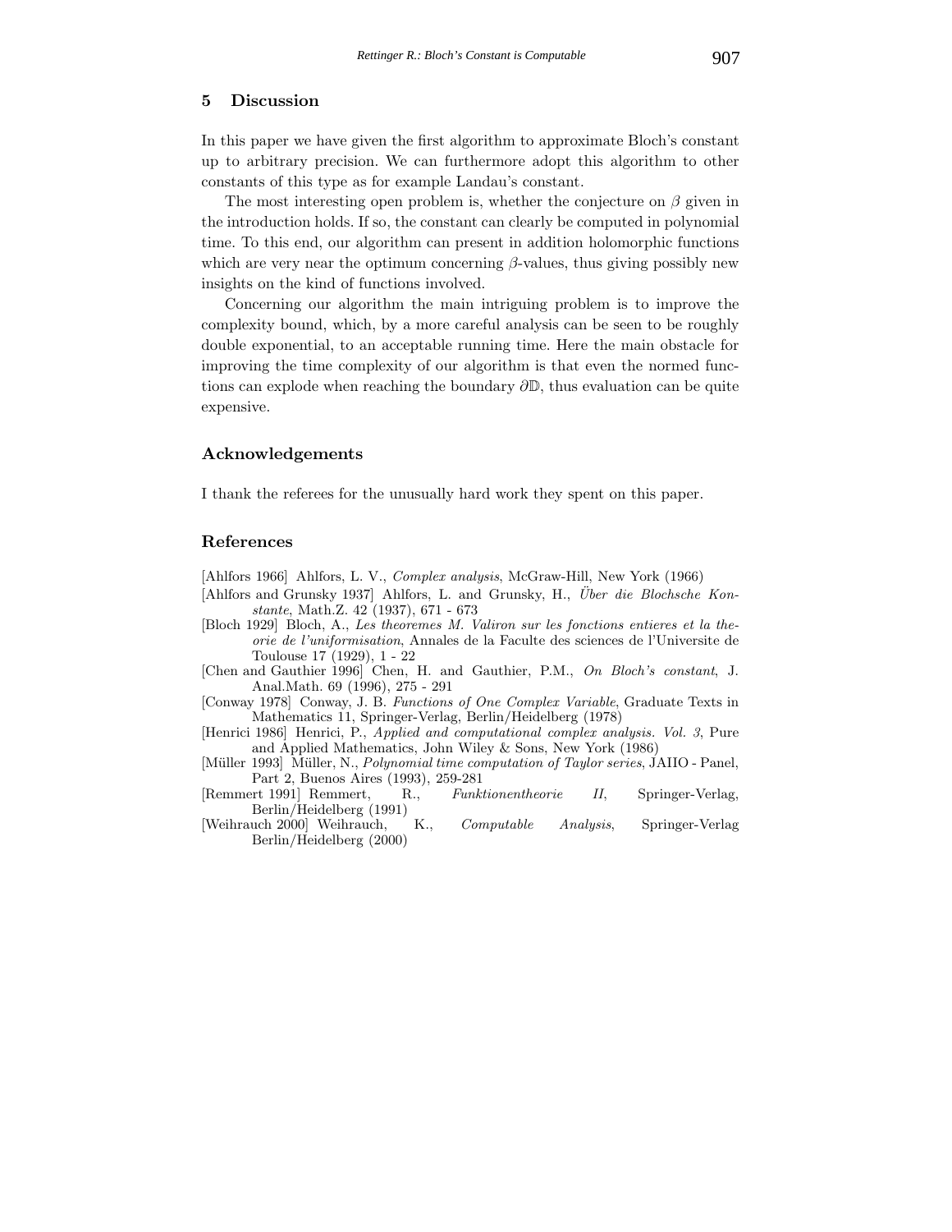## 5 Discussion

In this paper we have given the first algorithm to approximate Bloch's constant up to arbitrary precision. We can furthermore adopt this algorithm to other constants of this type as for example Landau's constant.

The most interesting open problem is, whether the conjecture on $\beta$ given in the introduction holds. If so, the constant can clearly be computed in polynomial time. To this end, our algorithm can present in addition holomorphic functions which are very near the optimum concerning $\beta$-values, thus giving possibly new insights on the kind of functions involved.

Concerning our algorithm the main intriguing problem is to improve the complexity bound, which, by a more careful analysis can be seen to be roughly double exponential, to an acceptable running time. Here the main obstacle for improving the time complexity of our algorithm is that even the normed functions can explode when reaching the boundary $\partial\mathbb{D}$, thus evaluation can be quite expensive.

## Acknowledgements

I thank the referees for the unusually hard work they spent on this paper.

## References

[Ahlfors 1966] Ahlfors, L. V., *Complex analysis*, McGraw-Hill, New York (1966)

[Ahlfors and Grunsky 1937] Ahlfors, L. and Grunsky, H., *Über die Blochsche Konstante*, Math.Z. 42 (1937), 671 - 673

[Bloch 1929] Bloch, A., *Les theoremes M. Valiron sur les fonctions entieres et la theorie de l'uniformisation*, Annales de la Faculte des sciences de l'Universite de Toulouse 17 (1929), 1 - 22

[Chen and Gauthier 1996] Chen, H. and Gauthier, P.M., *On Bloch's constant*, J. Anal.Math. 69 (1996), 275 - 291

[Conway 1978] Conway, J. B. *Functions of One Complex Variable*, Graduate Texts in Mathematics 11, Springer-Verlag, Berlin/Heidelberg (1978)

[Henrici 1986] Henrici, P., *Applied and computational complex analysis. Vol. 3*, Pure and Applied Mathematics, John Wiley & Sons, New York (1986)

[Müller 1993] Müller, N., *Polynomial time computation of Taylor series*, JAIIO - Panel, Part 2, Buenos Aires (1993), 259-281

[Remmert 1991] Remmert, R., *Funktionentheorie II*, Springer-Verlag, Berlin/Heidelberg (1991)

[Weihrauch 2000] Weihrauch, K., *Computable Analysis*, Springer-Verlag Berlin/Heidelberg (2000)